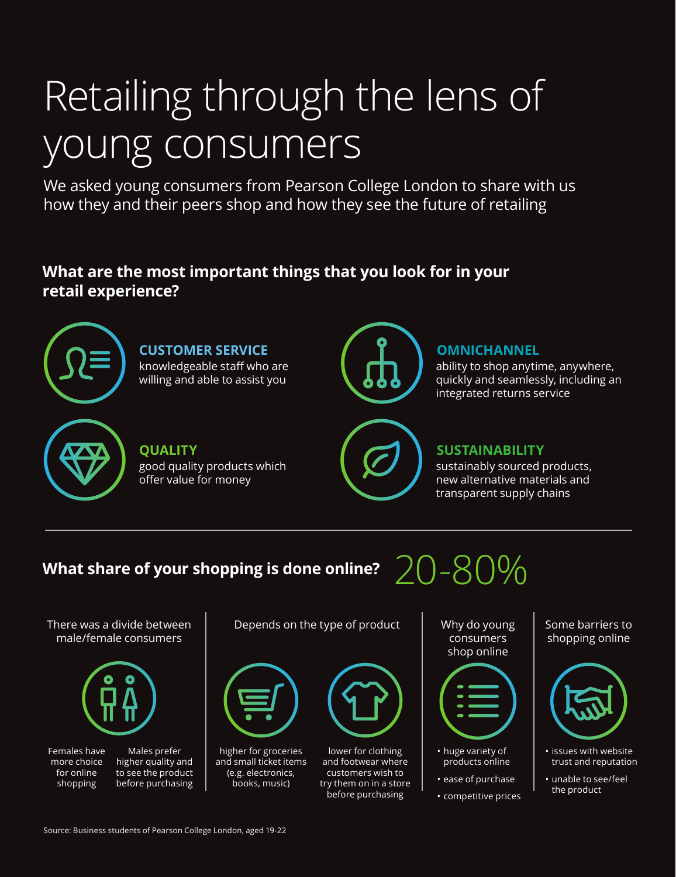# Retailing through the lens of young consumers

We asked young consumers from Pearson College London to share with us how they and their peers shop and how they see the future of retailing

## What are the most important things that you look for in your retail experience?

**CUSTOMER SERVICE**
knowledgeable staff who are willing and able to assist you

**OMNICHANNEL**
ability to shop anytime, anywhere, quickly and seamlessly, including an integrated returns service

**QUALITY**
good quality products which offer value for money

**SUSTAINABILITY**
sustainably sourced products, new alternative materials and transparent supply chains

---

## What share of your shopping is done online? 20-80%

**There was a divide between male/female consumers**

Females have more choice for online shopping

Males prefer higher quality and to see the product before purchasing

**Depends on the type of product**

higher for groceries and small ticket items (e.g. electronics, books, music)

lower for clothing and footwear where customers wish to try them on in a store before purchasing

**Why do young consumers shop online**

- huge variety of products online
- ease of purchase
- competitive prices

**Some barriers to shopping online**

- issues with website trust and reputation
- unable to see/feel the product

Source: Business students of Pearson College London, aged 19-22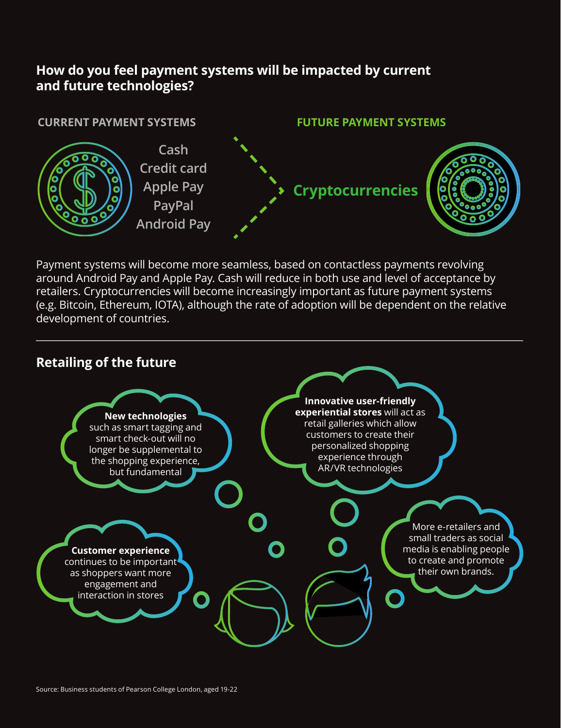## How do you feel payment systems will be impacted by current and future technologies?

**CURRENT PAYMENT SYSTEMS**

Cash
Credit card
Apple Pay
PayPal
Android Pay

**FUTURE PAYMENT SYSTEMS**

**Cryptocurrencies**

Payment systems will become more seamless, based on contactless payments revolving around Android Pay and Apple Pay. Cash will reduce in both use and level of acceptance by retailers. Cryptocurrencies will become increasingly important as future payment systems (e.g. Bitcoin, Ethereum, IOTA), although the rate of adoption will be dependent on the relative development of countries.

---

## Retailing of the future

**New technologies** such as smart tagging and smart check-out will no longer be supplemental to the shopping experience, but fundamental

**Innovative user-friendly experiential stores** will act as retail galleries which allow customers to create their personalized shopping experience through AR/VR technologies

**Customer experience** continues to be important as shoppers want more engagement and interaction in stores

More e-retailers and small traders as social media is enabling people to create and promote their own brands.

Source: Business students of Pearson College London, aged 19-22